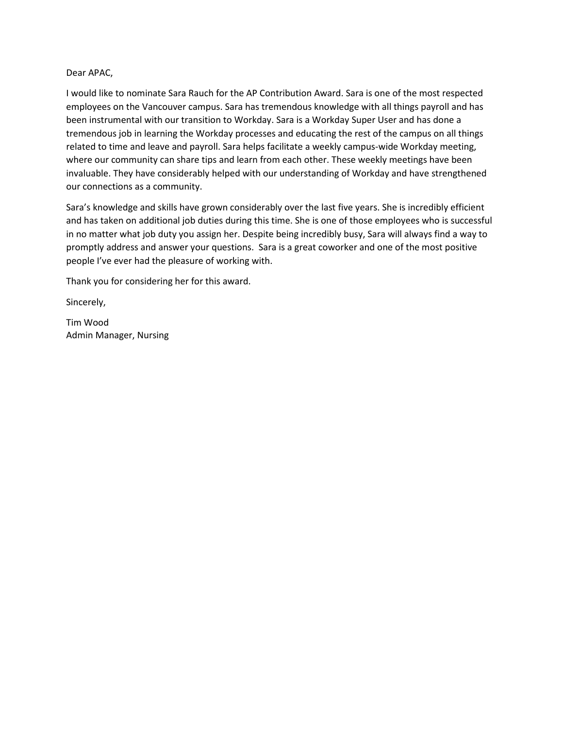Dear APAC,

I would like to nominate Sara Rauch for the AP Contribution Award. Sara is one of the most respected employees on the Vancouver campus. Sara has tremendous knowledge with all things payroll and has been instrumental with our transition to Workday. Sara is a Workday Super User and has done a tremendous job in learning the Workday processes and educating the rest of the campus on all things related to time and leave and payroll. Sara helps facilitate a weekly campus-wide Workday meeting, where our community can share tips and learn from each other. These weekly meetings have been invaluable. They have considerably helped with our understanding of Workday and have strengthened our connections as a community.

Sara's knowledge and skills have grown considerably over the last five years. She is incredibly efficient and has taken on additional job duties during this time. She is one of those employees who is successful in no matter what job duty you assign her. Despite being incredibly busy, Sara will always find a way to promptly address and answer your questions. Sara is a great coworker and one of the most positive people I've ever had the pleasure of working with.

Thank you for considering her for this award.

Sincerely,

Tim Wood
Admin Manager, Nursing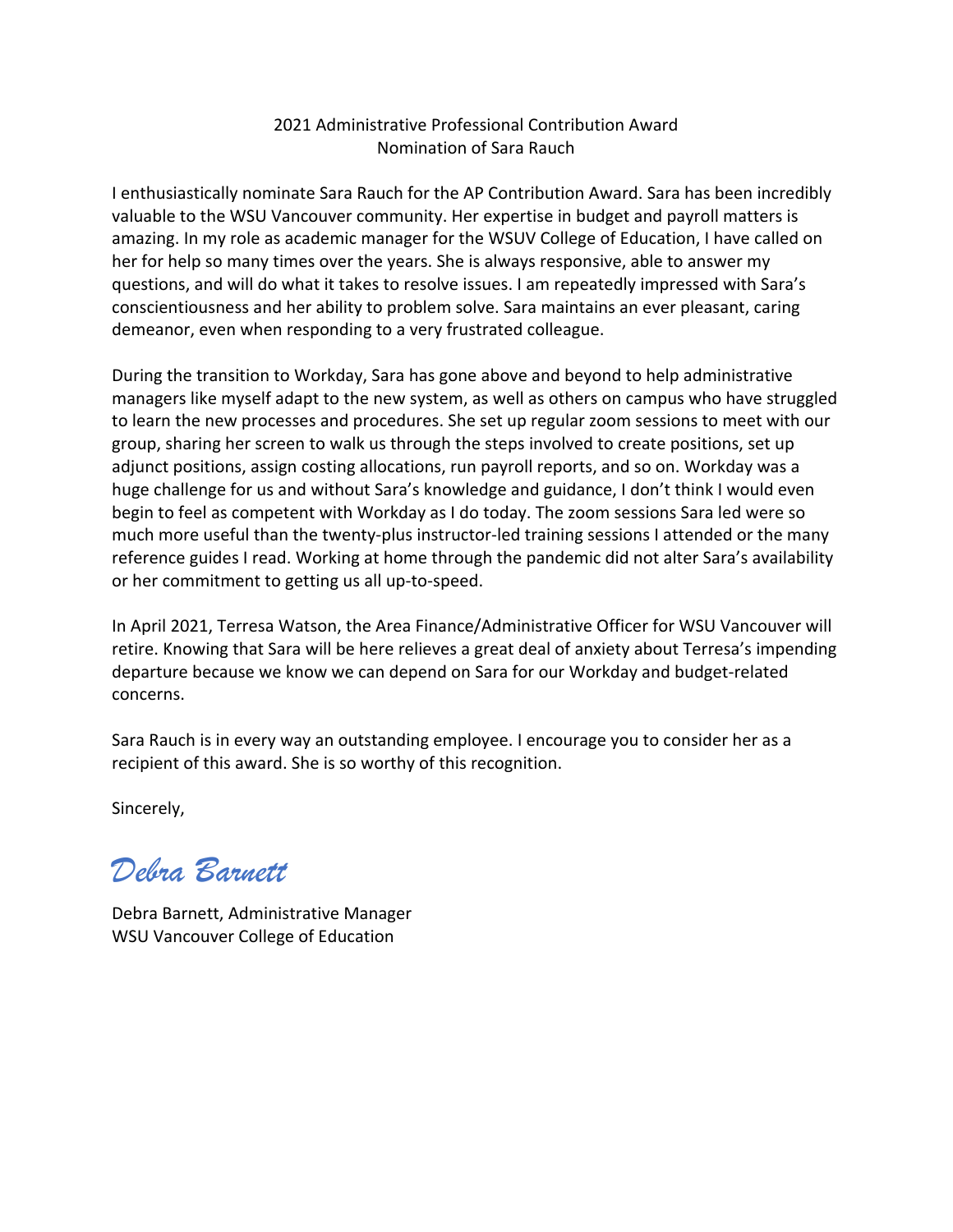2021 Administrative Professional Contribution Award
Nomination of Sara Rauch

I enthusiastically nominate Sara Rauch for the AP Contribution Award. Sara has been incredibly valuable to the WSU Vancouver community. Her expertise in budget and payroll matters is amazing. In my role as academic manager for the WSUV College of Education, I have called on her for help so many times over the years. She is always responsive, able to answer my questions, and will do what it takes to resolve issues. I am repeatedly impressed with Sara's conscientiousness and her ability to problem solve. Sara maintains an ever pleasant, caring demeanor, even when responding to a very frustrated colleague.

During the transition to Workday, Sara has gone above and beyond to help administrative managers like myself adapt to the new system, as well as others on campus who have struggled to learn the new processes and procedures. She set up regular zoom sessions to meet with our group, sharing her screen to walk us through the steps involved to create positions, set up adjunct positions, assign costing allocations, run payroll reports, and so on. Workday was a huge challenge for us and without Sara's knowledge and guidance, I don't think I would even begin to feel as competent with Workday as I do today. The zoom sessions Sara led were so much more useful than the twenty-plus instructor-led training sessions I attended or the many reference guides I read. Working at home through the pandemic did not alter Sara's availability or her commitment to getting us all up-to-speed.

In April 2021, Terresa Watson, the Area Finance/Administrative Officer for WSU Vancouver will retire. Knowing that Sara will be here relieves a great deal of anxiety about Terresa's impending departure because we know we can depend on Sara for our Workday and budget-related concerns.

Sara Rauch is in every way an outstanding employee. I encourage you to consider her as a recipient of this award. She is so worthy of this recognition.

Sincerely,

*Debra Barnett*

Debra Barnett, Administrative Manager
WSU Vancouver College of Education